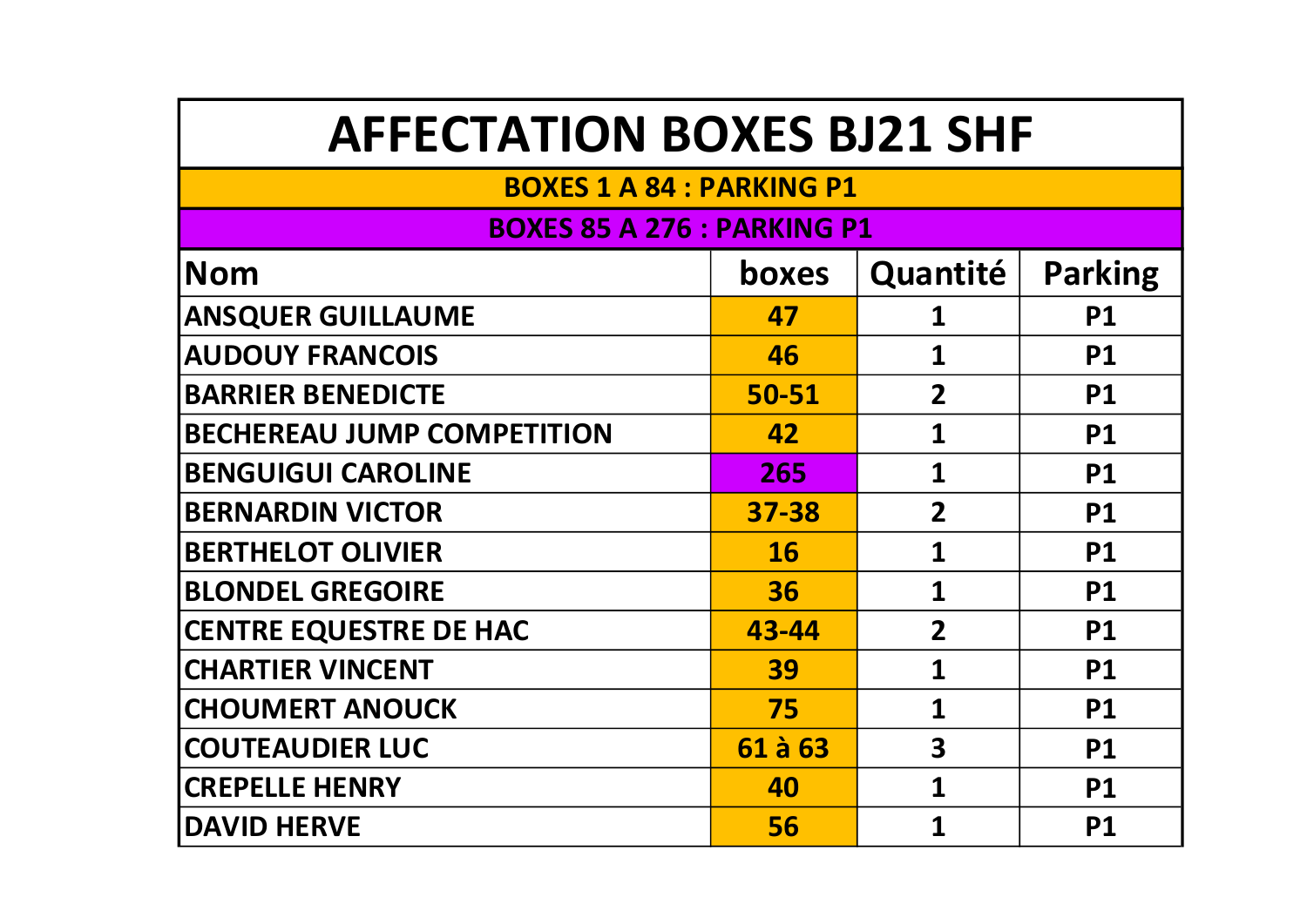# AFFECTATION BOXES BJ21 SHF

**BOXES 1 A 84 : PARKING P1**

**BOXES 85 A 276 : PARKING P1**

| Nom | boxes | Quantité | Parking |
|---|---|---|---|
| ANSQUER GUILLAUME | 47 | 1 | P1 |
| AUDOUY FRANCOIS | 46 | 1 | P1 |
| BARRIER BENEDICTE | 50-51 | 2 | P1 |
| BECHEREAU JUMP COMPETITION | 42 | 1 | P1 |
| BENGUIGUI CAROLINE | 265 | 1 | P1 |
| BERNARDIN VICTOR | 37-38 | 2 | P1 |
| BERTHELOT OLIVIER | 16 | 1 | P1 |
| BLONDEL GREGOIRE | 36 | 1 | P1 |
| CENTRE EQUESTRE DE HAC | 43-44 | 2 | P1 |
| CHARTIER VINCENT | 39 | 1 | P1 |
| CHOUMERT ANOUCK | 75 | 1 | P1 |
| COUTEAUDIER LUC | 61 à 63 | 3 | P1 |
| CREPELLE HENRY | 40 | 1 | P1 |
| DAVID HERVE | 56 | 1 | P1 |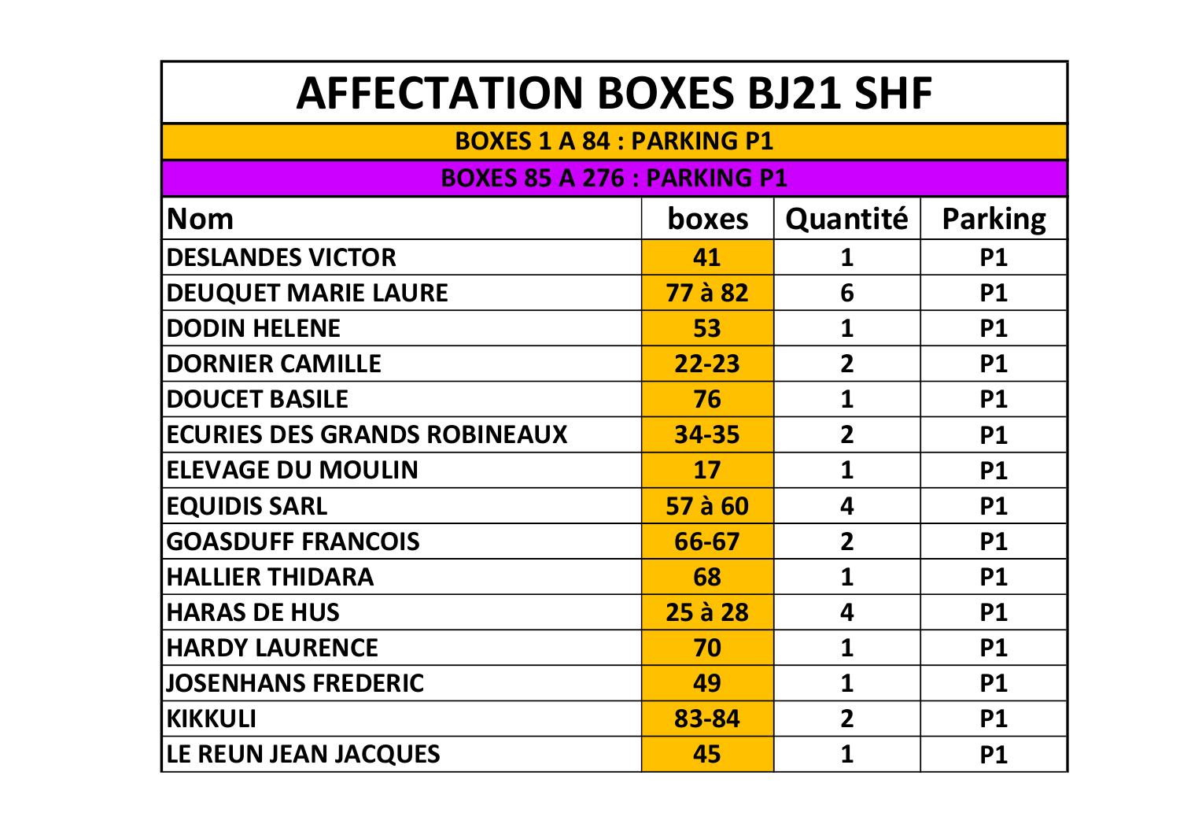# AFFECTATION BOXES BJ21 SHF

**BOXES 1 A 84 : PARKING P1**

**BOXES 85 A 276 : PARKING P1**

| Nom | boxes | Quantité | Parking |
|---|---|---|---|
| DESLANDES VICTOR | 41 | 1 | P1 |
| DEUQUET MARIE LAURE | 77 à 82 | 6 | P1 |
| DODIN HELENE | 53 | 1 | P1 |
| DORNIER CAMILLE | 22-23 | 2 | P1 |
| DOUCET BASILE | 76 | 1 | P1 |
| ECURIES DES GRANDS ROBINEAUX | 34-35 | 2 | P1 |
| ELEVAGE DU MOULIN | 17 | 1 | P1 |
| EQUIDIS SARL | 57 à 60 | 4 | P1 |
| GOASDUFF FRANCOIS | 66-67 | 2 | P1 |
| HALLIER THIDARA | 68 | 1 | P1 |
| HARAS DE HUS | 25 à 28 | 4 | P1 |
| HARDY LAURENCE | 70 | 1 | P1 |
| JOSENHANS FREDERIC | 49 | 1 | P1 |
| KIKKULI | 83-84 | 2 | P1 |
| LE REUN JEAN JACQUES | 45 | 1 | P1 |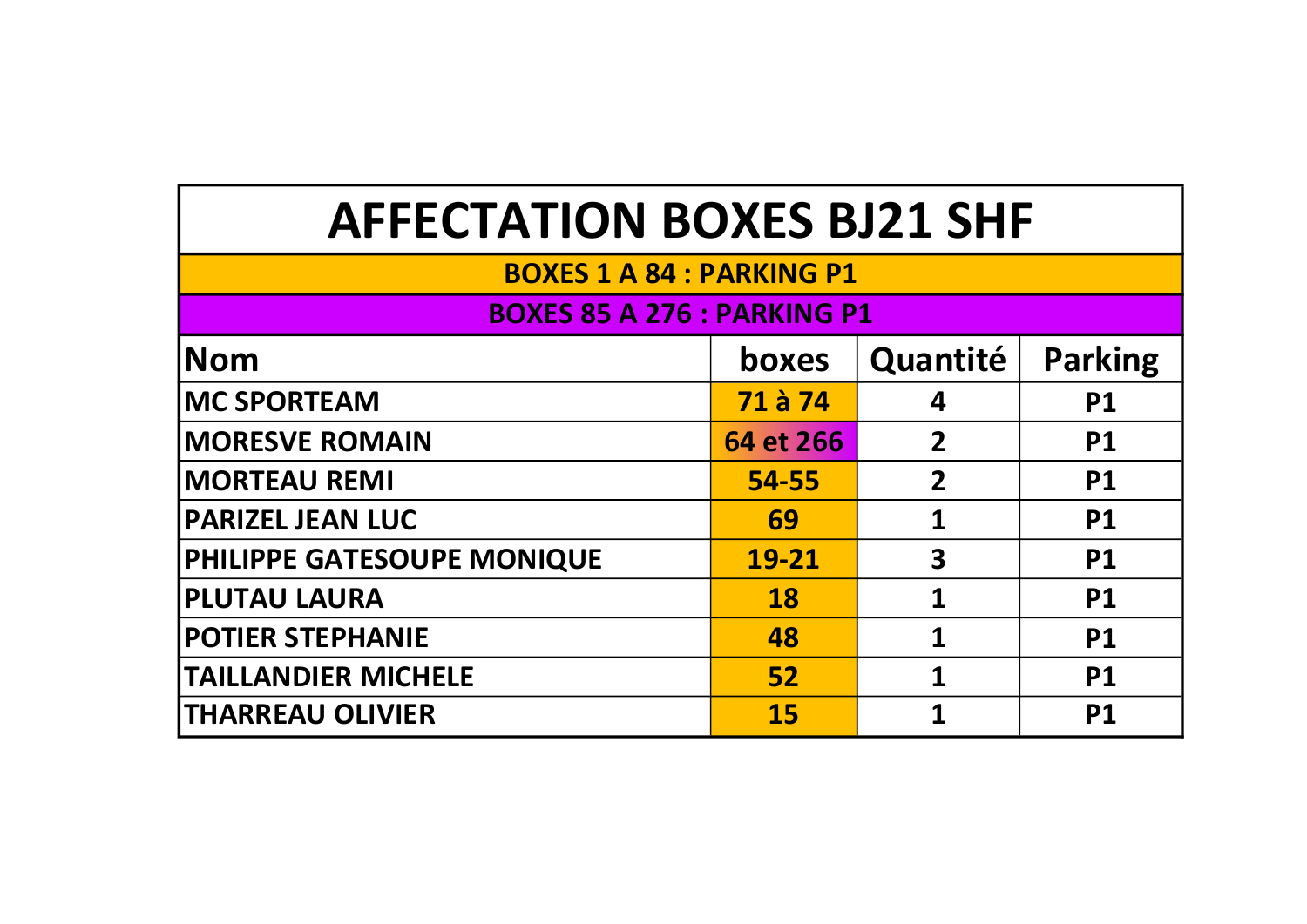# AFFECTATION BOXES BJ21 SHF

**BOXES 1 A 84 : PARKING P1**

**BOXES 85 A 276 : PARKING P1**

| Nom | boxes | Quantité | Parking |
|---|---|---|---|
| MC SPORTEAM | 71 à 74 | 4 | P1 |
| MORESVE ROMAIN | 64 et 266 | 2 | P1 |
| MORTEAU REMI | 54-55 | 2 | P1 |
| PARIZEL JEAN LUC | 69 | 1 | P1 |
| PHILIPPE GATESOUPE MONIQUE | 19-21 | 3 | P1 |
| PLUTAU LAURA | 18 | 1 | P1 |
| POTIER STEPHANIE | 48 | 1 | P1 |
| TAILLANDIER MICHELE | 52 | 1 | P1 |
| THARREAU OLIVIER | 15 | 1 | P1 |